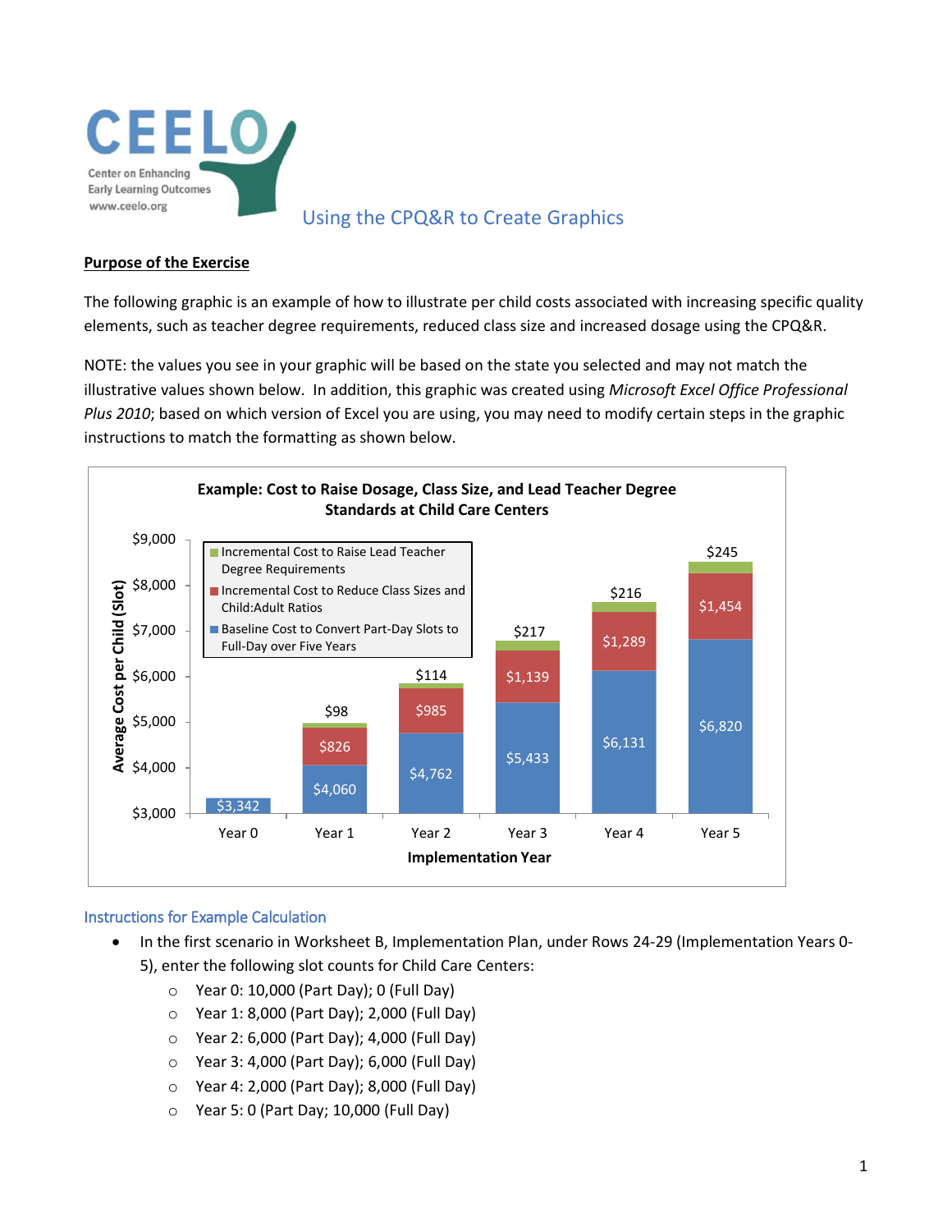# Using the CPQ&R to Create Graphics

**Purpose of the Exercise**

The following graphic is an example of how to illustrate per child costs associated with increasing specific quality elements, such as teacher degree requirements, reduced class size and increased dosage using the CPQ&R.

NOTE: the values you see in your graphic will be based on the state you selected and may not match the illustrative values shown below. In addition, this graphic was created using *Microsoft Excel Office Professional Plus 2010*; based on which version of Excel you are using, you may need to modify certain steps in the graphic instructions to match the formatting as shown below.

**Example: Cost to Raise Dosage, Class Size, and Lead Teacher Degree Standards at Child Care Centers**

| Implementation Year | Baseline Cost to Convert Part-Day Slots to Full-Day over Five Years | Incremental Cost to Reduce Class Sizes and Child:Adult Ratios | Incremental Cost to Raise Lead Teacher Degree Requirements |
|---|---|---|---|
| Year 0 | $3,342 | | |
| Year 1 | $4,060 | $826 | $98 |
| Year 2 | $4,762 | $985 | $114 |
| Year 3 | $5,433 | $1,139 | $217 |
| Year 4 | $6,131 | $1,289 | $216 |
| Year 5 | $6,820 | $1,454 | $245 |

Y-axis: Average Cost per Child (Slot)

## Instructions for Example Calculation

- In the first scenario in Worksheet B, Implementation Plan, under Rows 24-29 (Implementation Years 0-5), enter the following slot counts for Child Care Centers:
  - Year 0: 10,000 (Part Day); 0 (Full Day)
  - Year 1: 8,000 (Part Day); 2,000 (Full Day)
  - Year 2: 6,000 (Part Day); 4,000 (Full Day)
  - Year 3: 4,000 (Part Day); 6,000 (Full Day)
  - Year 4: 2,000 (Part Day); 8,000 (Full Day)
  - Year 5: 0 (Part Day; 10,000 (Full Day)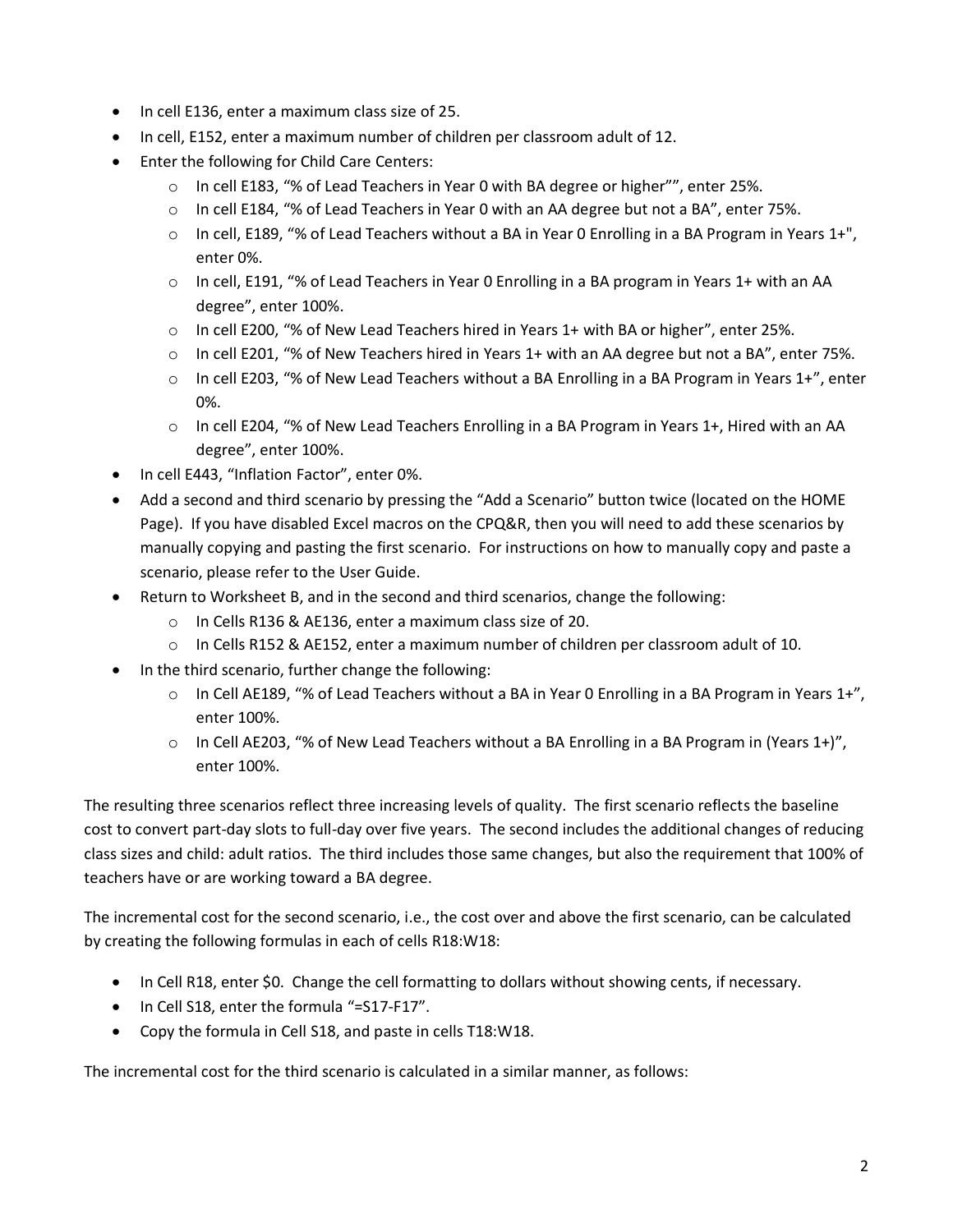- In cell E136, enter a maximum class size of 25.
- In cell, E152, enter a maximum number of children per classroom adult of 12.
- Enter the following for Child Care Centers:
    - In cell E183, "% of Lead Teachers in Year 0 with BA degree or higher"", enter 25%.
    - In cell E184, "% of Lead Teachers in Year 0 with an AA degree but not a BA", enter 75%.
    - In cell, E189, "% of Lead Teachers without a BA in Year 0 Enrolling in a BA Program in Years 1+", enter 0%.
    - In cell, E191, "% of Lead Teachers in Year 0 Enrolling in a BA program in Years 1+ with an AA degree", enter 100%.
    - In cell E200, "% of New Lead Teachers hired in Years 1+ with BA or higher", enter 25%.
    - In cell E201, "% of New Teachers hired in Years 1+ with an AA degree but not a BA", enter 75%.
    - In cell E203, "% of New Lead Teachers without a BA Enrolling in a BA Program in Years 1+", enter 0%.
    - In cell E204, "% of New Lead Teachers Enrolling in a BA Program in Years 1+, Hired with an AA degree", enter 100%.
- In cell E443, "Inflation Factor", enter 0%.
- Add a second and third scenario by pressing the "Add a Scenario" button twice (located on the HOME Page). If you have disabled Excel macros on the CPQ&R, then you will need to add these scenarios by manually copying and pasting the first scenario. For instructions on how to manually copy and paste a scenario, please refer to the User Guide.
- Return to Worksheet B, and in the second and third scenarios, change the following:
    - In Cells R136 & AE136, enter a maximum class size of 20.
    - In Cells R152 & AE152, enter a maximum number of children per classroom adult of 10.
- In the third scenario, further change the following:
    - In Cell AE189, "% of Lead Teachers without a BA in Year 0 Enrolling in a BA Program in Years 1+", enter 100%.
    - In Cell AE203, "% of New Lead Teachers without a BA Enrolling in a BA Program in (Years 1+)", enter 100%.

The resulting three scenarios reflect three increasing levels of quality. The first scenario reflects the baseline cost to convert part-day slots to full-day over five years. The second includes the additional changes of reducing class sizes and child: adult ratios. The third includes those same changes, but also the requirement that 100% of teachers have or are working toward a BA degree.

The incremental cost for the second scenario, i.e., the cost over and above the first scenario, can be calculated by creating the following formulas in each of cells R18:W18:

- In Cell R18, enter $0. Change the cell formatting to dollars without showing cents, if necessary.
- In Cell S18, enter the formula "=S17-F17".
- Copy the formula in Cell S18, and paste in cells T18:W18.

The incremental cost for the third scenario is calculated in a similar manner, as follows: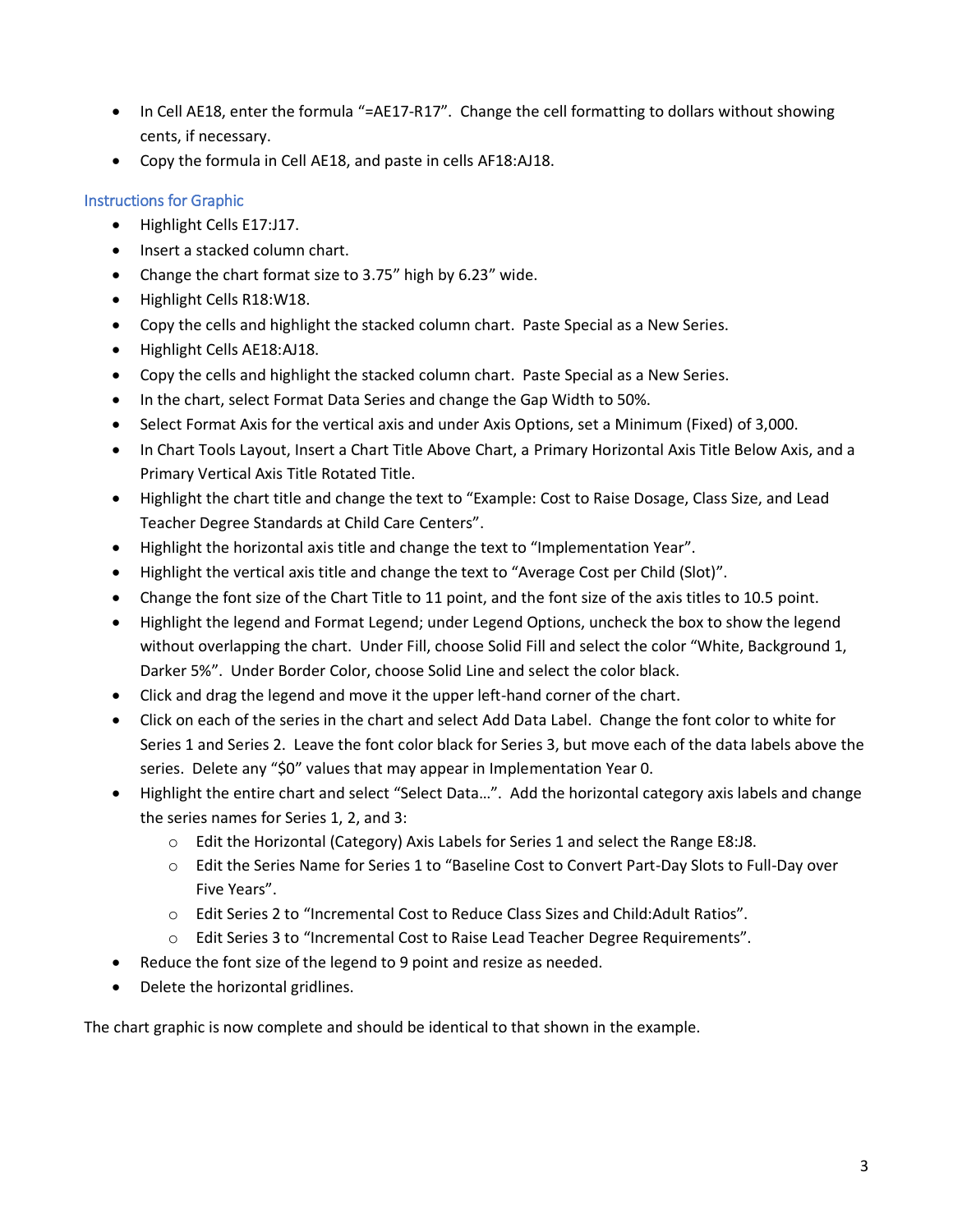- In Cell AE18, enter the formula "=AE17-R17". Change the cell formatting to dollars without showing cents, if necessary.
- Copy the formula in Cell AE18, and paste in cells AF18:AJ18.

### Instructions for Graphic

- Highlight Cells E17:J17.
- Insert a stacked column chart.
- Change the chart format size to 3.75" high by 6.23" wide.
- Highlight Cells R18:W18.
- Copy the cells and highlight the stacked column chart. Paste Special as a New Series.
- Highlight Cells AE18:AJ18.
- Copy the cells and highlight the stacked column chart. Paste Special as a New Series.
- In the chart, select Format Data Series and change the Gap Width to 50%.
- Select Format Axis for the vertical axis and under Axis Options, set a Minimum (Fixed) of 3,000.
- In Chart Tools Layout, Insert a Chart Title Above Chart, a Primary Horizontal Axis Title Below Axis, and a Primary Vertical Axis Title Rotated Title.
- Highlight the chart title and change the text to "Example: Cost to Raise Dosage, Class Size, and Lead Teacher Degree Standards at Child Care Centers".
- Highlight the horizontal axis title and change the text to "Implementation Year".
- Highlight the vertical axis title and change the text to "Average Cost per Child (Slot)".
- Change the font size of the Chart Title to 11 point, and the font size of the axis titles to 10.5 point.
- Highlight the legend and Format Legend; under Legend Options, uncheck the box to show the legend without overlapping the chart. Under Fill, choose Solid Fill and select the color "White, Background 1, Darker 5%". Under Border Color, choose Solid Line and select the color black.
- Click and drag the legend and move it the upper left-hand corner of the chart.
- Click on each of the series in the chart and select Add Data Label. Change the font color to white for Series 1 and Series 2. Leave the font color black for Series 3, but move each of the data labels above the series. Delete any "$0" values that may appear in Implementation Year 0.
- Highlight the entire chart and select "Select Data…". Add the horizontal category axis labels and change the series names for Series 1, 2, and 3:
  - Edit the Horizontal (Category) Axis Labels for Series 1 and select the Range E8:J8.
  - Edit the Series Name for Series 1 to "Baseline Cost to Convert Part-Day Slots to Full-Day over Five Years".
  - Edit Series 2 to "Incremental Cost to Reduce Class Sizes and Child:Adult Ratios".
  - Edit Series 3 to "Incremental Cost to Raise Lead Teacher Degree Requirements".
- Reduce the font size of the legend to 9 point and resize as needed.
- Delete the horizontal gridlines.

The chart graphic is now complete and should be identical to that shown in the example.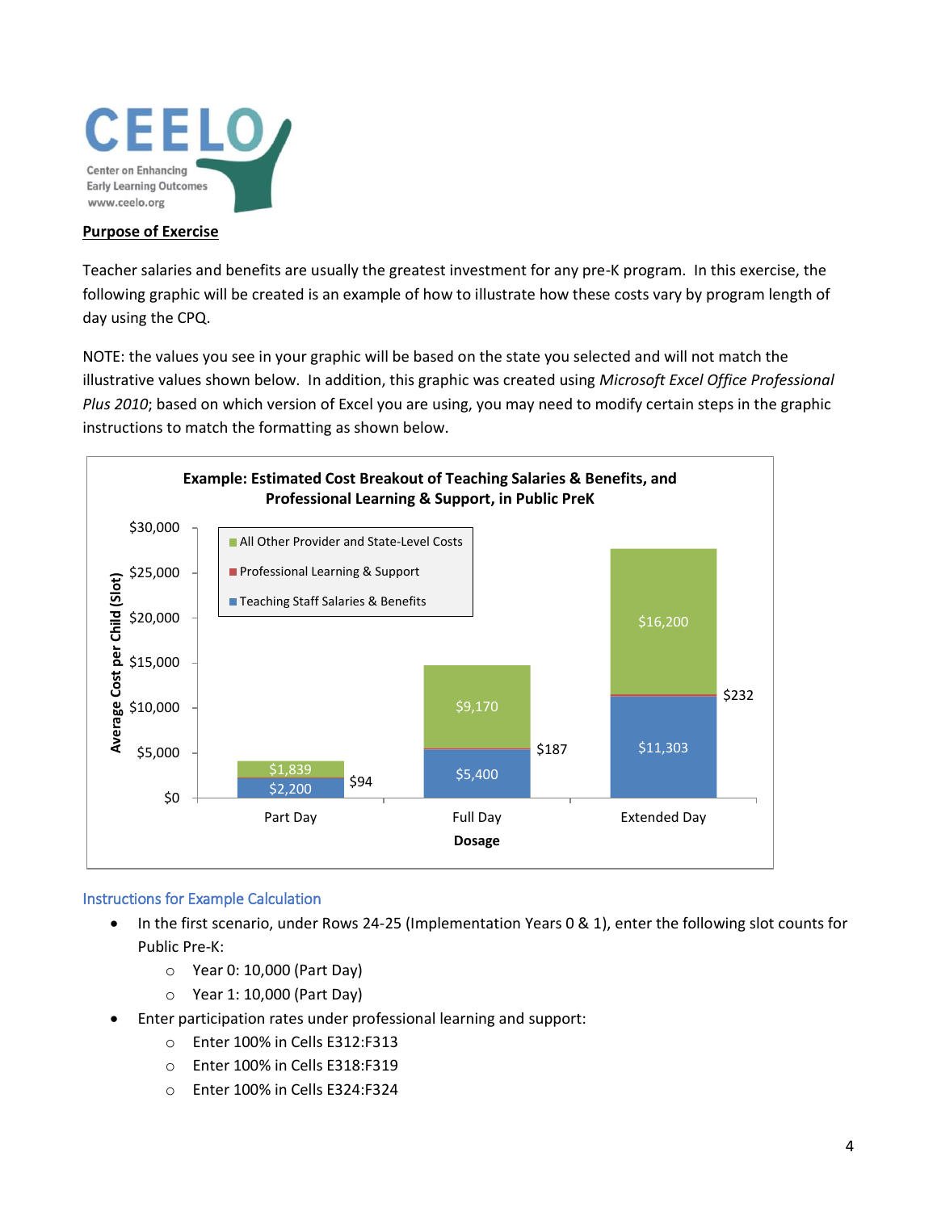**Purpose of Exercise**

Teacher salaries and benefits are usually the greatest investment for any pre-K program. In this exercise, the following graphic will be created is an example of how to illustrate how these costs vary by program length of day using the CPQ.

NOTE: the values you see in your graphic will be based on the state you selected and will not match the illustrative values shown below. In addition, this graphic was created using *Microsoft Excel Office Professional Plus 2010*; based on which version of Excel you are using, you may need to modify certain steps in the graphic instructions to match the formatting as shown below.

**Example: Estimated Cost Breakout of Teaching Salaries & Benefits, and Professional Learning & Support, in Public PreK**

| Dosage | Teaching Staff Salaries & Benefits | Professional Learning & Support | All Other Provider and State-Level Costs |
|---|---|---|---|
| Part Day | $2,200 | $94 | $1,839 |
| Full Day | $5,400 | $187 | $9,170 |
| Extended Day | $11,303 | $232 | $16,200 |

## Instructions for Example Calculation

- In the first scenario, under Rows 24-25 (Implementation Years 0 & 1), enter the following slot counts for Public Pre-K:
  - Year 0: 10,000 (Part Day)
  - Year 1: 10,000 (Part Day)
- Enter participation rates under professional learning and support:
  - Enter 100% in Cells E312:F313
  - Enter 100% in Cells E318:F319
  - Enter 100% in Cells E324:F324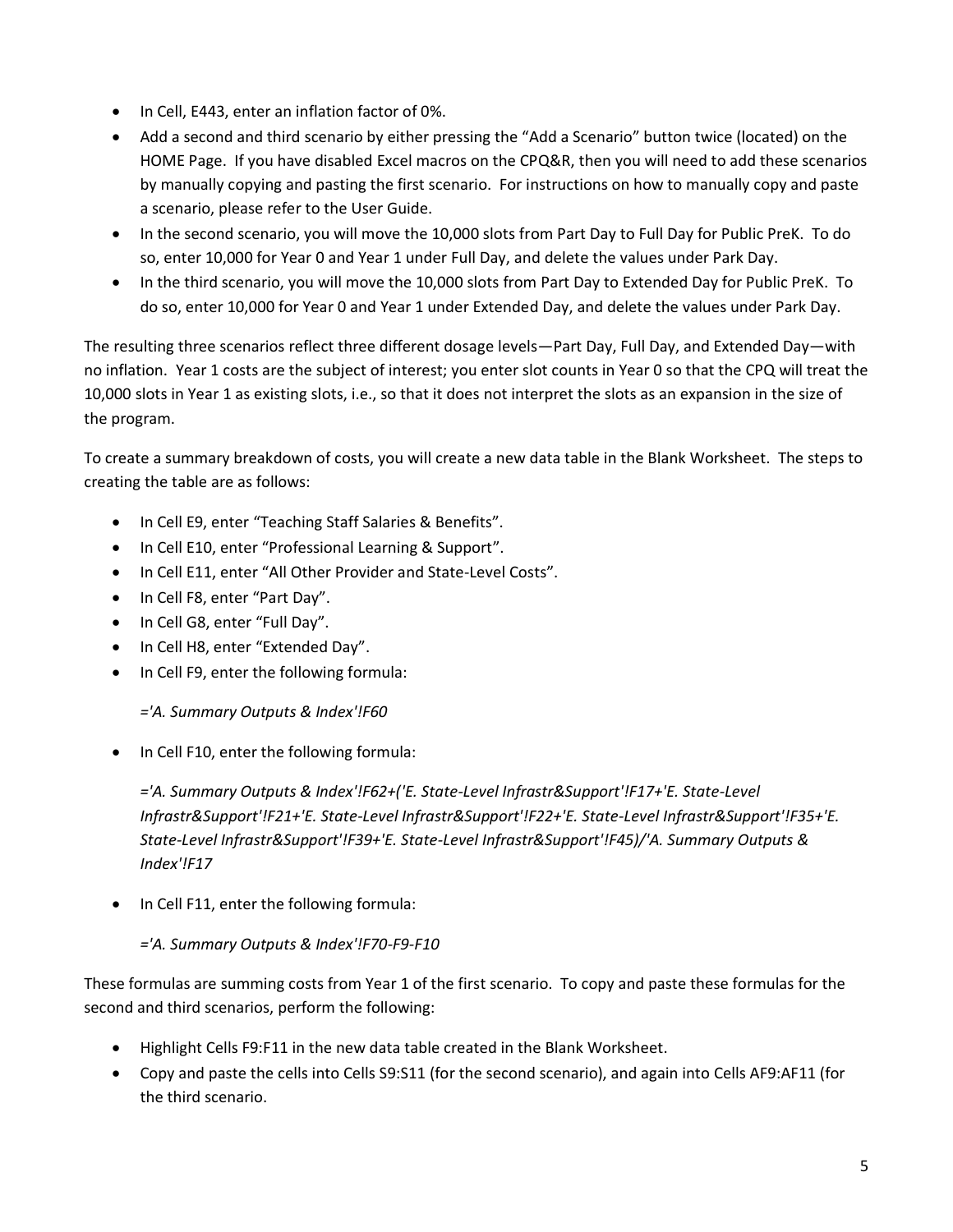- In Cell, E443, enter an inflation factor of 0%.
- Add a second and third scenario by either pressing the "Add a Scenario" button twice (located) on the HOME Page. If you have disabled Excel macros on the CPQ&R, then you will need to add these scenarios by manually copying and pasting the first scenario. For instructions on how to manually copy and paste a scenario, please refer to the User Guide.
- In the second scenario, you will move the 10,000 slots from Part Day to Full Day for Public PreK. To do so, enter 10,000 for Year 0 and Year 1 under Full Day, and delete the values under Park Day.
- In the third scenario, you will move the 10,000 slots from Part Day to Extended Day for Public PreK. To do so, enter 10,000 for Year 0 and Year 1 under Extended Day, and delete the values under Park Day.

The resulting three scenarios reflect three different dosage levels—Part Day, Full Day, and Extended Day—with no inflation. Year 1 costs are the subject of interest; you enter slot counts in Year 0 so that the CPQ will treat the 10,000 slots in Year 1 as existing slots, i.e., so that it does not interpret the slots as an expansion in the size of the program.

To create a summary breakdown of costs, you will create a new data table in the Blank Worksheet. The steps to creating the table are as follows:

- In Cell E9, enter "Teaching Staff Salaries & Benefits".
- In Cell E10, enter "Professional Learning & Support".
- In Cell E11, enter "All Other Provider and State-Level Costs".
- In Cell F8, enter "Part Day".
- In Cell G8, enter "Full Day".
- In Cell H8, enter "Extended Day".
- In Cell F9, enter the following formula:

  *='A. Summary Outputs & Index'!F60*

- In Cell F10, enter the following formula:

  *='A. Summary Outputs & Index'!F62+('E. State-Level Infrastr&Support'!F17+'E. State-Level Infrastr&Support'!F21+'E. State-Level Infrastr&Support'!F22+'E. State-Level Infrastr&Support'!F35+'E. State-Level Infrastr&Support'!F39+'E. State-Level Infrastr&Support'!F45)/'A. Summary Outputs & Index'!F17*

- In Cell F11, enter the following formula:

  *='A. Summary Outputs & Index'!F70-F9-F10*

These formulas are summing costs from Year 1 of the first scenario. To copy and paste these formulas for the second and third scenarios, perform the following:

- Highlight Cells F9:F11 in the new data table created in the Blank Worksheet.
- Copy and paste the cells into Cells S9:S11 (for the second scenario), and again into Cells AF9:AF11 (for the third scenario.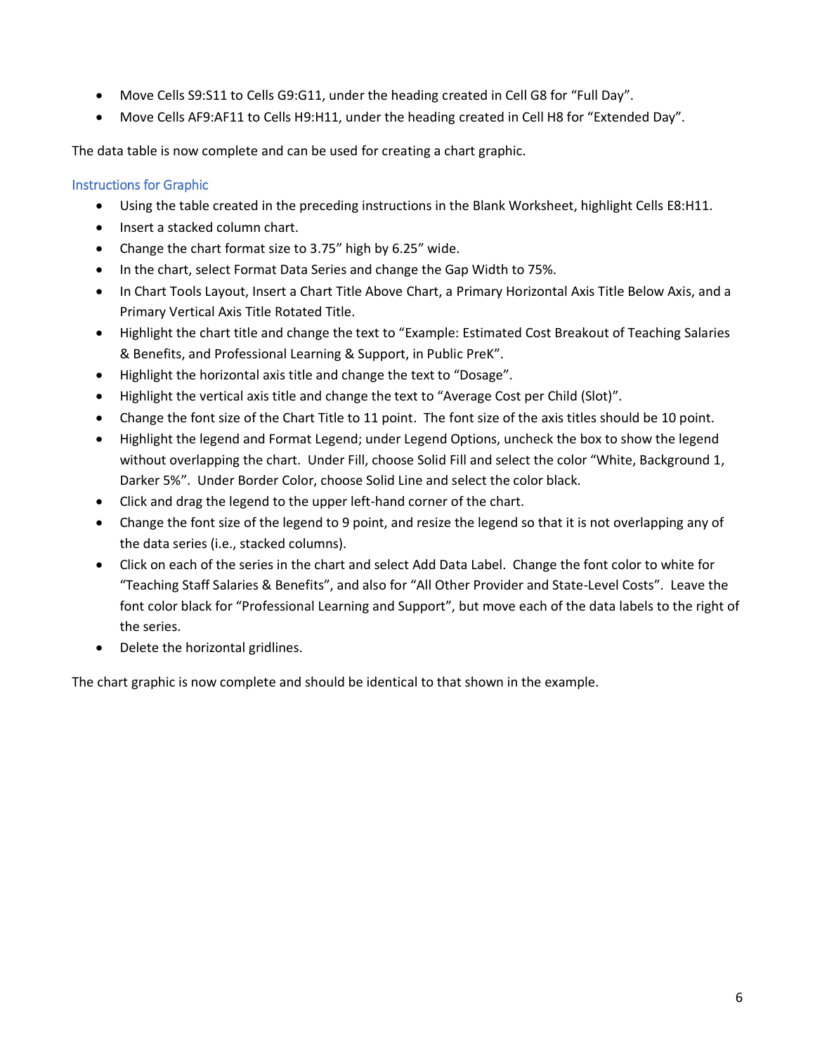- Move Cells S9:S11 to Cells G9:G11, under the heading created in Cell G8 for "Full Day".
- Move Cells AF9:AF11 to Cells H9:H11, under the heading created in Cell H8 for "Extended Day".

The data table is now complete and can be used for creating a chart graphic.

### Instructions for Graphic

- Using the table created in the preceding instructions in the Blank Worksheet, highlight Cells E8:H11.
- Insert a stacked column chart.
- Change the chart format size to 3.75" high by 6.25" wide.
- In the chart, select Format Data Series and change the Gap Width to 75%.
- In Chart Tools Layout, Insert a Chart Title Above Chart, a Primary Horizontal Axis Title Below Axis, and a Primary Vertical Axis Title Rotated Title.
- Highlight the chart title and change the text to "Example: Estimated Cost Breakout of Teaching Salaries & Benefits, and Professional Learning & Support, in Public PreK".
- Highlight the horizontal axis title and change the text to "Dosage".
- Highlight the vertical axis title and change the text to "Average Cost per Child (Slot)".
- Change the font size of the Chart Title to 11 point. The font size of the axis titles should be 10 point.
- Highlight the legend and Format Legend; under Legend Options, uncheck the box to show the legend without overlapping the chart. Under Fill, choose Solid Fill and select the color "White, Background 1, Darker 5%". Under Border Color, choose Solid Line and select the color black.
- Click and drag the legend to the upper left-hand corner of the chart.
- Change the font size of the legend to 9 point, and resize the legend so that it is not overlapping any of the data series (i.e., stacked columns).
- Click on each of the series in the chart and select Add Data Label. Change the font color to white for "Teaching Staff Salaries & Benefits", and also for "All Other Provider and State-Level Costs". Leave the font color black for "Professional Learning and Support", but move each of the data labels to the right of the series.
- Delete the horizontal gridlines.

The chart graphic is now complete and should be identical to that shown in the example.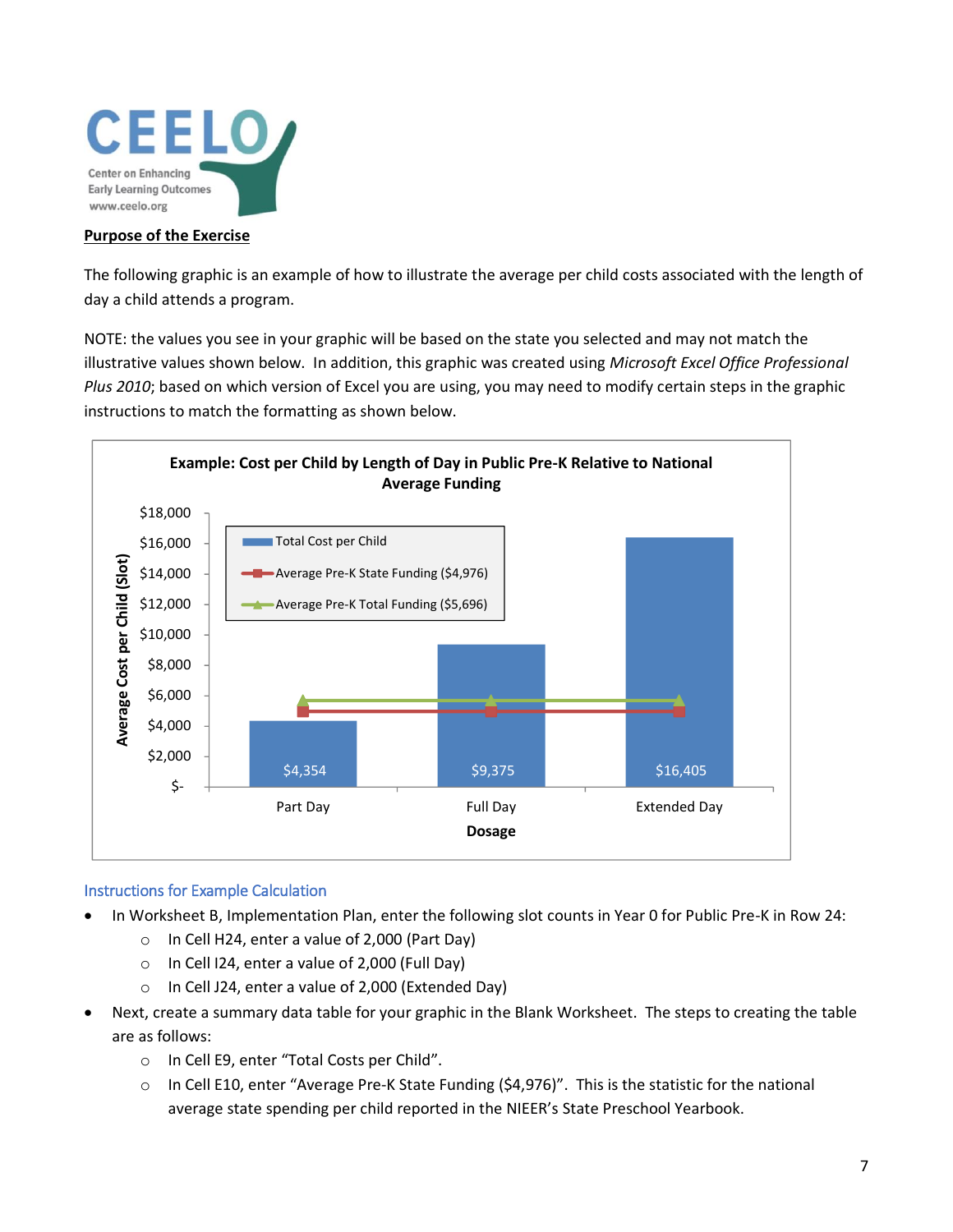## Purpose of the Exercise

The following graphic is an example of how to illustrate the average per child costs associated with the length of day a child attends a program.

NOTE: the values you see in your graphic will be based on the state you selected and may not match the illustrative values shown below. In addition, this graphic was created using *Microsoft Excel Office Professional Plus 2010*; based on which version of Excel you are using, you may need to modify certain steps in the graphic instructions to match the formatting as shown below.

**Example: Cost per Child by Length of Day in Public Pre-K Relative to National Average Funding**

| Dosage | Total Cost per Child | Average Pre-K State Funding ($4,976) | Average Pre-K Total Funding ($5,696) |
|---|---|---|---|
| Part Day | $4,354 | $4,976 | $5,696 |
| Full Day | $9,375 | $4,976 | $5,696 |
| Extended Day | $16,405 | $4,976 | $5,696 |

### Instructions for Example Calculation

- In Worksheet B, Implementation Plan, enter the following slot counts in Year 0 for Public Pre-K in Row 24:
  - In Cell H24, enter a value of 2,000 (Part Day)
  - In Cell I24, enter a value of 2,000 (Full Day)
  - In Cell J24, enter a value of 2,000 (Extended Day)
- Next, create a summary data table for your graphic in the Blank Worksheet. The steps to creating the table are as follows:
  - In Cell E9, enter "Total Costs per Child".
  - In Cell E10, enter "Average Pre-K State Funding ($4,976)". This is the statistic for the national average state spending per child reported in the NIEER's State Preschool Yearbook.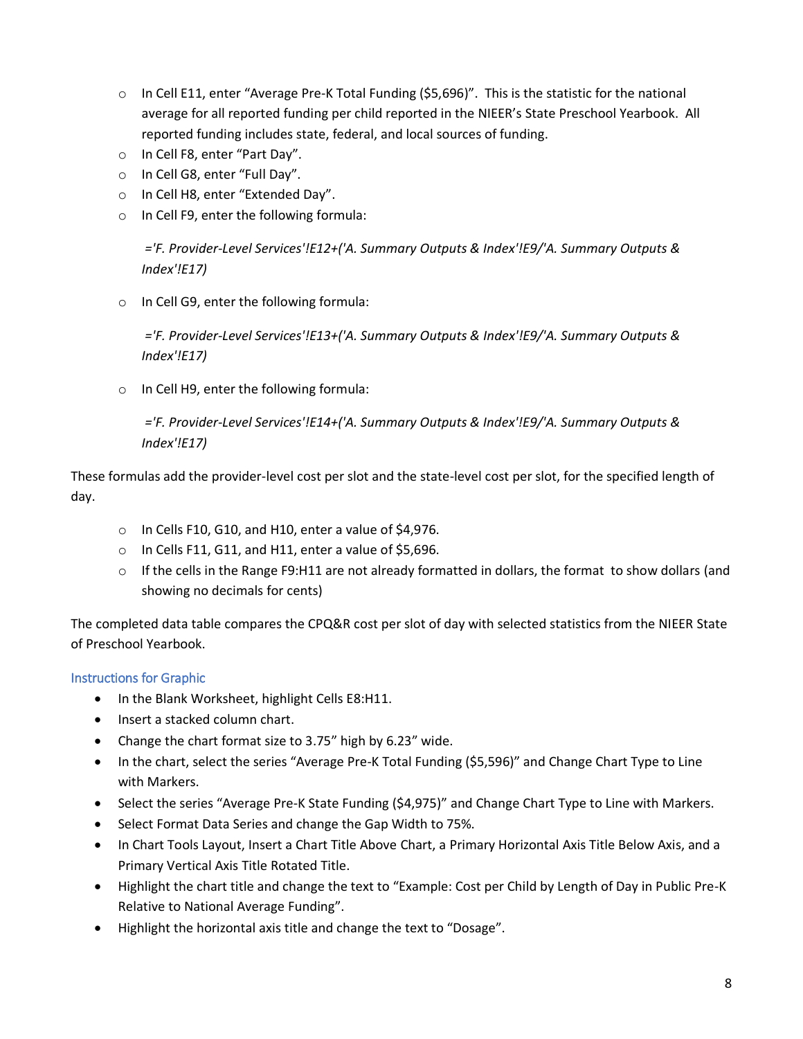- In Cell E11, enter "Average Pre-K Total Funding ($5,696)". This is the statistic for the national average for all reported funding per child reported in the NIEER's State Preschool Yearbook. All reported funding includes state, federal, and local sources of funding.
- In Cell F8, enter "Part Day".
- In Cell G8, enter "Full Day".
- In Cell H8, enter "Extended Day".
- In Cell F9, enter the following formula:

  *='F. Provider-Level Services'!E12+('A. Summary Outputs & Index'!E9/'A. Summary Outputs & Index'!E17)*

- In Cell G9, enter the following formula:

  *='F. Provider-Level Services'!E13+('A. Summary Outputs & Index'!E9/'A. Summary Outputs & Index'!E17)*

- In Cell H9, enter the following formula:

  *='F. Provider-Level Services'!E14+('A. Summary Outputs & Index'!E9/'A. Summary Outputs & Index'!E17)*

These formulas add the provider-level cost per slot and the state-level cost per slot, for the specified length of day.

- In Cells F10, G10, and H10, enter a value of $4,976.
- In Cells F11, G11, and H11, enter a value of $5,696.
- If the cells in the Range F9:H11 are not already formatted in dollars, the format to show dollars (and showing no decimals for cents)

The completed data table compares the CPQ&R cost per slot of day with selected statistics from the NIEER State of Preschool Yearbook.

### Instructions for Graphic

- In the Blank Worksheet, highlight Cells E8:H11.
- Insert a stacked column chart.
- Change the chart format size to 3.75" high by 6.23" wide.
- In the chart, select the series "Average Pre-K Total Funding ($5,596)" and Change Chart Type to Line with Markers.
- Select the series "Average Pre-K State Funding ($4,975)" and Change Chart Type to Line with Markers.
- Select Format Data Series and change the Gap Width to 75%.
- In Chart Tools Layout, Insert a Chart Title Above Chart, a Primary Horizontal Axis Title Below Axis, and a Primary Vertical Axis Title Rotated Title.
- Highlight the chart title and change the text to "Example: Cost per Child by Length of Day in Public Pre-K Relative to National Average Funding".
- Highlight the horizontal axis title and change the text to "Dosage".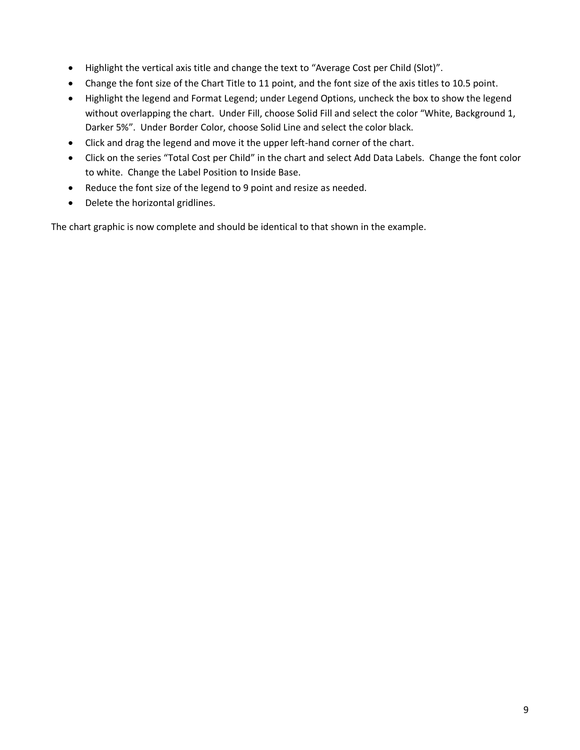- Highlight the vertical axis title and change the text to “Average Cost per Child (Slot)”.
- Change the font size of the Chart Title to 11 point, and the font size of the axis titles to 10.5 point.
- Highlight the legend and Format Legend; under Legend Options, uncheck the box to show the legend without overlapping the chart. Under Fill, choose Solid Fill and select the color “White, Background 1, Darker 5%”. Under Border Color, choose Solid Line and select the color black.
- Click and drag the legend and move it the upper left-hand corner of the chart.
- Click on the series “Total Cost per Child” in the chart and select Add Data Labels. Change the font color to white. Change the Label Position to Inside Base.
- Reduce the font size of the legend to 9 point and resize as needed.
- Delete the horizontal gridlines.

The chart graphic is now complete and should be identical to that shown in the example.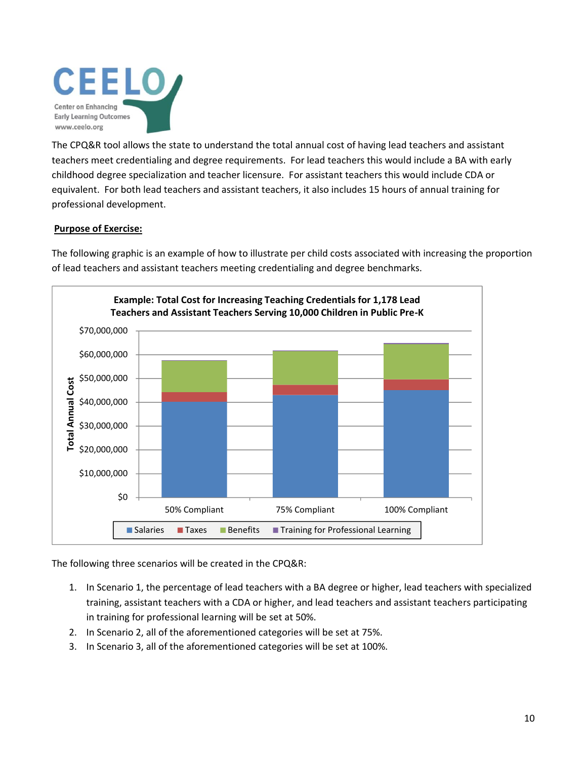The CPQ&R tool allows the state to understand the total annual cost of having lead teachers and assistant teachers meet credentialing and degree requirements. For lead teachers this would include a BA with early childhood degree specialization and teacher licensure. For assistant teachers this would include CDA or equivalent. For both lead teachers and assistant teachers, it also includes 15 hours of annual training for professional development.

**Purpose of Exercise:**

The following graphic is an example of how to illustrate per child costs associated with increasing the proportion of lead teachers and assistant teachers meeting credentialing and degree benchmarks.

**Example: Total Cost for Increasing Teaching Credentials for 1,178 Lead Teachers and Assistant Teachers Serving 10,000 Children in Public Pre-K**

The following three scenarios will be created in the CPQ&R:

1. In Scenario 1, the percentage of lead teachers with a BA degree or higher, lead teachers with specialized training, assistant teachers with a CDA or higher, and lead teachers and assistant teachers participating in training for professional learning will be set at 50%.
2. In Scenario 2, all of the aforementioned categories will be set at 75%.
3. In Scenario 3, all of the aforementioned categories will be set at 100%.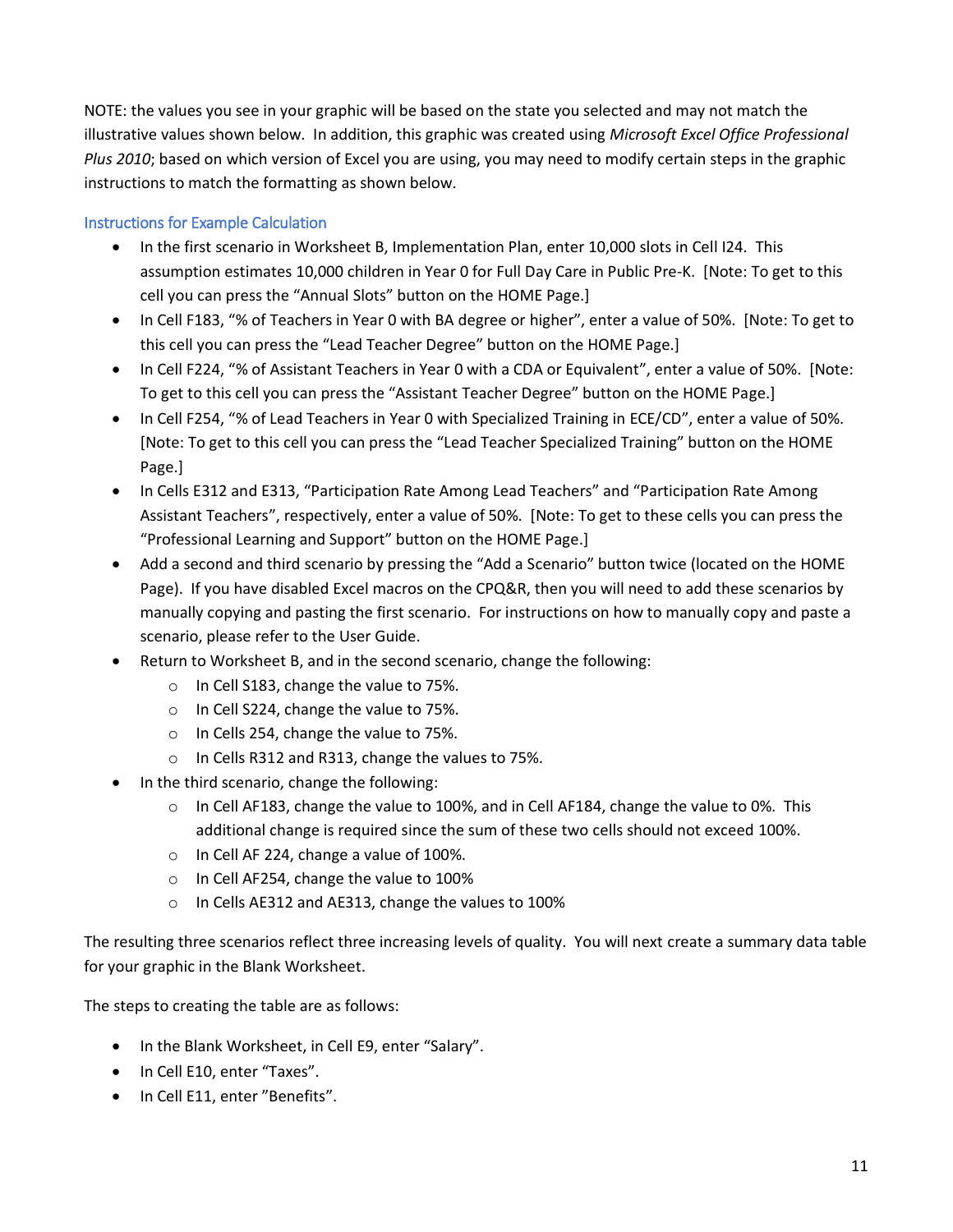NOTE: the values you see in your graphic will be based on the state you selected and may not match the illustrative values shown below. In addition, this graphic was created using *Microsoft Excel Office Professional Plus 2010*; based on which version of Excel you are using, you may need to modify certain steps in the graphic instructions to match the formatting as shown below.

### Instructions for Example Calculation

- In the first scenario in Worksheet B, Implementation Plan, enter 10,000 slots in Cell I24. This assumption estimates 10,000 children in Year 0 for Full Day Care in Public Pre-K. [Note: To get to this cell you can press the "Annual Slots" button on the HOME Page.]
- In Cell F183, "% of Teachers in Year 0 with BA degree or higher", enter a value of 50%. [Note: To get to this cell you can press the "Lead Teacher Degree" button on the HOME Page.]
- In Cell F224, "% of Assistant Teachers in Year 0 with a CDA or Equivalent", enter a value of 50%. [Note: To get to this cell you can press the "Assistant Teacher Degree" button on the HOME Page.]
- In Cell F254, "% of Lead Teachers in Year 0 with Specialized Training in ECE/CD", enter a value of 50%. [Note: To get to this cell you can press the "Lead Teacher Specialized Training" button on the HOME Page.]
- In Cells E312 and E313, "Participation Rate Among Lead Teachers" and "Participation Rate Among Assistant Teachers", respectively, enter a value of 50%. [Note: To get to these cells you can press the "Professional Learning and Support" button on the HOME Page.]
- Add a second and third scenario by pressing the "Add a Scenario" button twice (located on the HOME Page). If you have disabled Excel macros on the CPQ&R, then you will need to add these scenarios by manually copying and pasting the first scenario. For instructions on how to manually copy and paste a scenario, please refer to the User Guide.
- Return to Worksheet B, and in the second scenario, change the following:
  - In Cell S183, change the value to 75%.
  - In Cell S224, change the value to 75%.
  - In Cells 254, change the value to 75%.
  - In Cells R312 and R313, change the values to 75%.
- In the third scenario, change the following:
  - In Cell AF183, change the value to 100%, and in Cell AF184, change the value to 0%. This additional change is required since the sum of these two cells should not exceed 100%.
  - In Cell AF 224, change a value of 100%.
  - In Cell AF254, change the value to 100%
  - In Cells AE312 and AE313, change the values to 100%

The resulting three scenarios reflect three increasing levels of quality. You will next create a summary data table for your graphic in the Blank Worksheet.

The steps to creating the table are as follows:

- In the Blank Worksheet, in Cell E9, enter "Salary".
- In Cell E10, enter "Taxes".
- In Cell E11, enter "Benefits".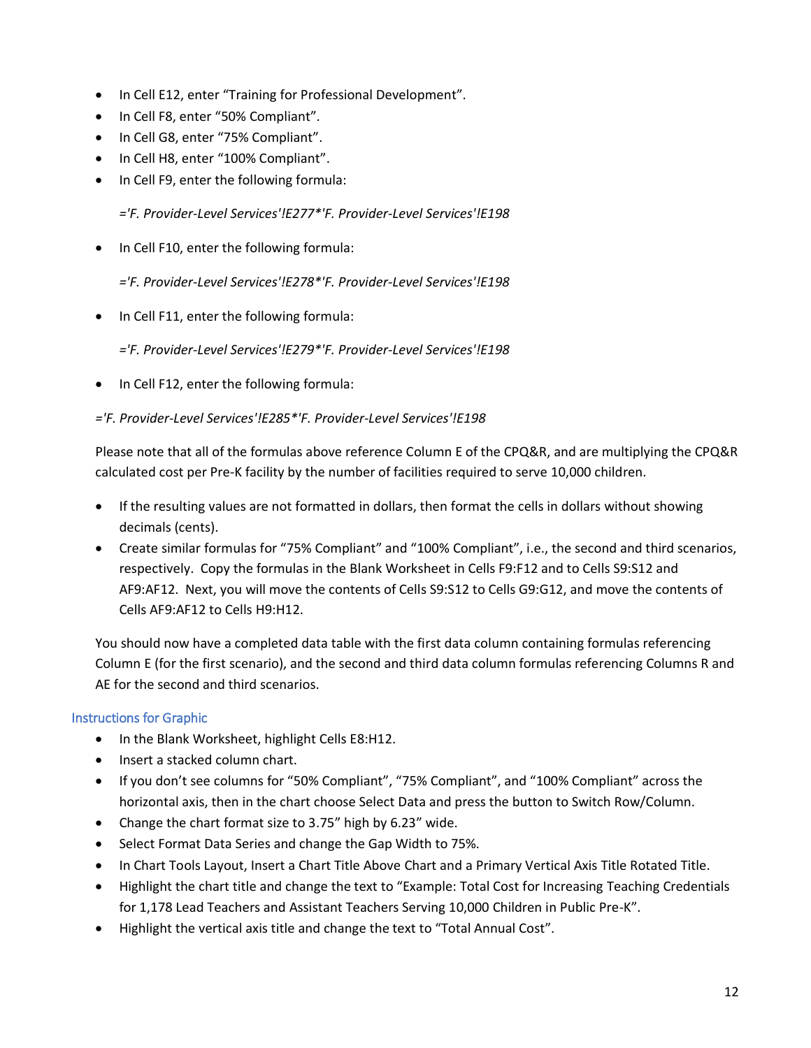- In Cell E12, enter "Training for Professional Development".
- In Cell F8, enter "50% Compliant".
- In Cell G8, enter "75% Compliant".
- In Cell H8, enter "100% Compliant".
- In Cell F9, enter the following formula:

  *='F. Provider-Level Services'!E277*'F. Provider-Level Services'!E198*

- In Cell F10, enter the following formula:

  *='F. Provider-Level Services'!E278*'F. Provider-Level Services'!E198*

- In Cell F11, enter the following formula:

  *='F. Provider-Level Services'!E279*'F. Provider-Level Services'!E198*

- In Cell F12, enter the following formula:

*='F. Provider-Level Services'!E285*'F. Provider-Level Services'!E198*

Please note that all of the formulas above reference Column E of the CPQ&R, and are multiplying the CPQ&R calculated cost per Pre-K facility by the number of facilities required to serve 10,000 children.

- If the resulting values are not formatted in dollars, then format the cells in dollars without showing decimals (cents).
- Create similar formulas for "75% Compliant" and "100% Compliant", i.e., the second and third scenarios, respectively. Copy the formulas in the Blank Worksheet in Cells F9:F12 and to Cells S9:S12 and AF9:AF12. Next, you will move the contents of Cells S9:S12 to Cells G9:G12, and move the contents of Cells AF9:AF12 to Cells H9:H12.

You should now have a completed data table with the first data column containing formulas referencing Column E (for the first scenario), and the second and third data column formulas referencing Columns R and AE for the second and third scenarios.

### Instructions for Graphic

- In the Blank Worksheet, highlight Cells E8:H12.
- Insert a stacked column chart.
- If you don't see columns for "50% Compliant", "75% Compliant", and "100% Compliant" across the horizontal axis, then in the chart choose Select Data and press the button to Switch Row/Column.
- Change the chart format size to 3.75" high by 6.23" wide.
- Select Format Data Series and change the Gap Width to 75%.
- In Chart Tools Layout, Insert a Chart Title Above Chart and a Primary Vertical Axis Title Rotated Title.
- Highlight the chart title and change the text to "Example: Total Cost for Increasing Teaching Credentials for 1,178 Lead Teachers and Assistant Teachers Serving 10,000 Children in Public Pre-K".
- Highlight the vertical axis title and change the text to "Total Annual Cost".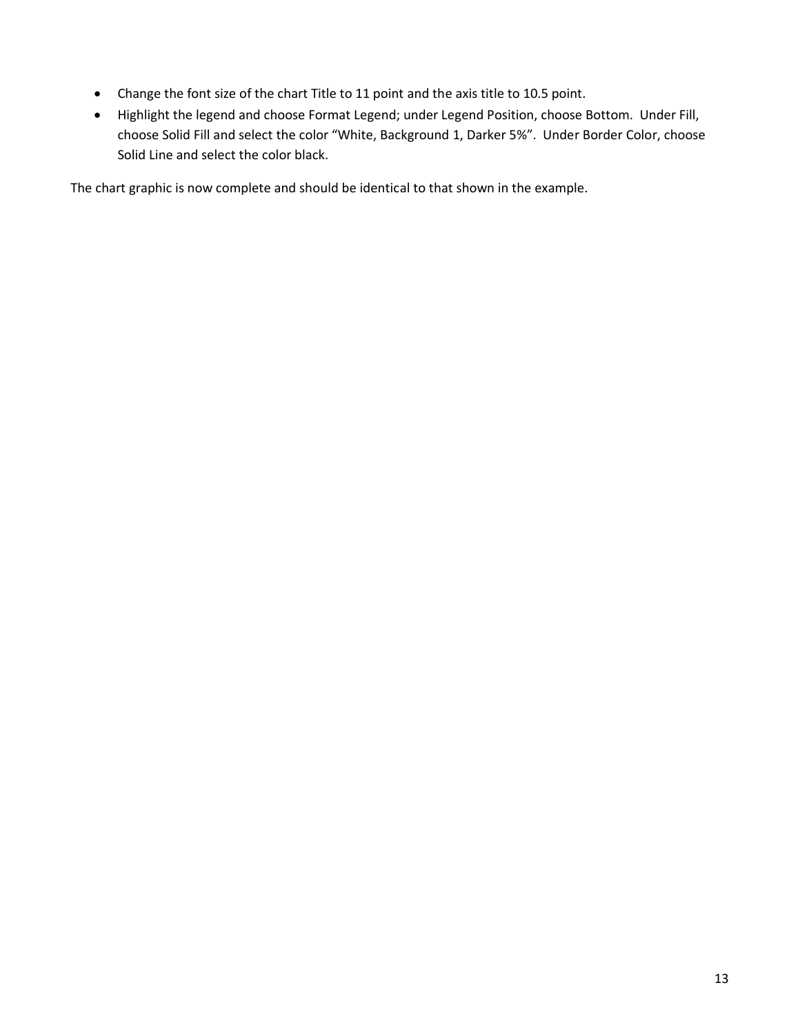- Change the font size of the chart Title to 11 point and the axis title to 10.5 point.
- Highlight the legend and choose Format Legend; under Legend Position, choose Bottom. Under Fill, choose Solid Fill and select the color “White, Background 1, Darker 5%”. Under Border Color, choose Solid Line and select the color black.

The chart graphic is now complete and should be identical to that shown in the example.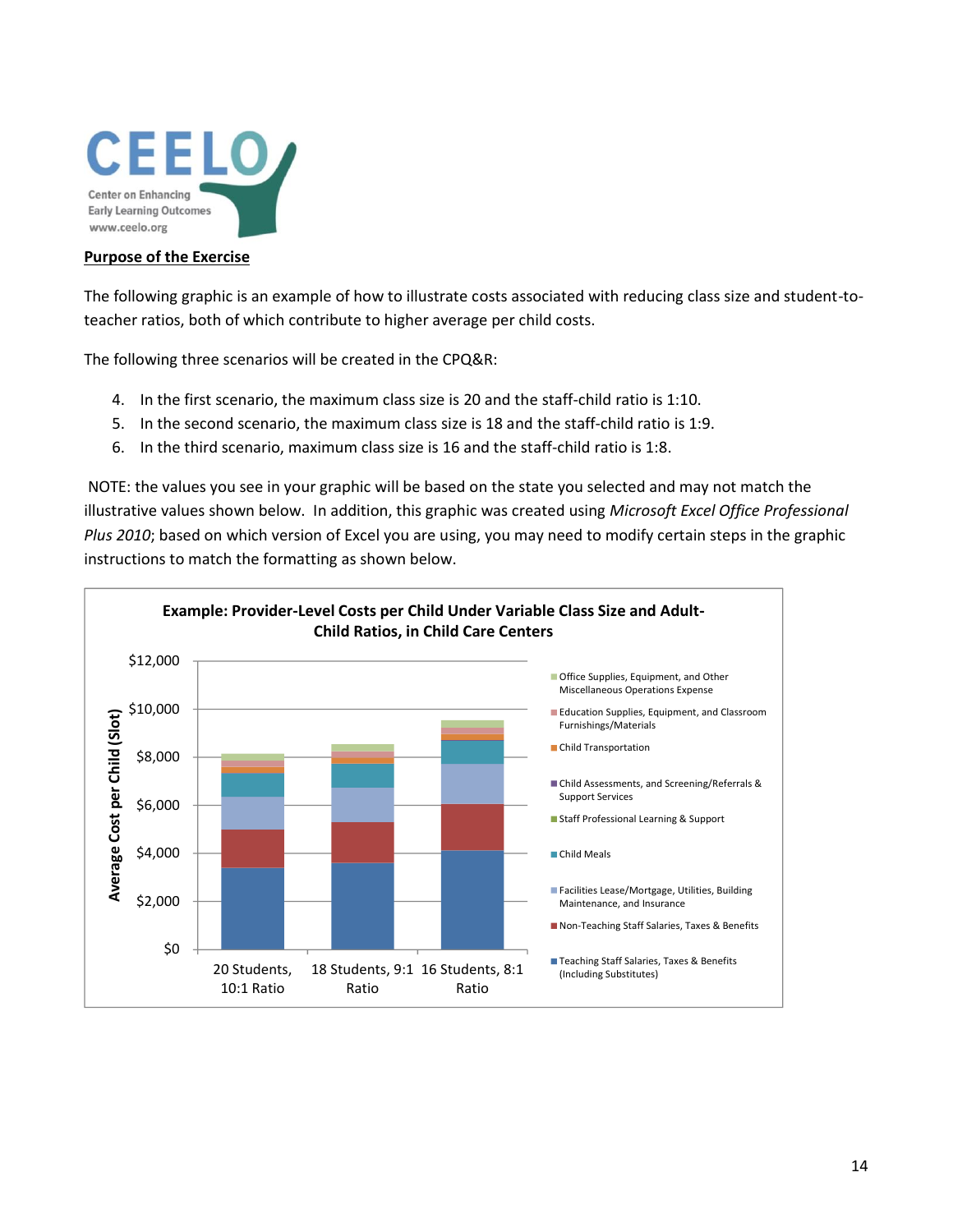**Purpose of the Exercise**

The following graphic is an example of how to illustrate costs associated with reducing class size and student-to-teacher ratios, both of which contribute to higher average per child costs.

The following three scenarios will be created in the CPQ&R:

4. In the first scenario, the maximum class size is 20 and the staff-child ratio is 1:10.
5. In the second scenario, the maximum class size is 18 and the staff-child ratio is 1:9.
6. In the third scenario, maximum class size is 16 and the staff-child ratio is 1:8.

NOTE: the values you see in your graphic will be based on the state you selected and may not match the illustrative values shown below. In addition, this graphic was created using *Microsoft Excel Office Professional Plus 2010*; based on which version of Excel you are using, you may need to modify certain steps in the graphic instructions to match the formatting as shown below.

**Example: Provider-Level Costs per Child Under Variable Class Size and Adult-Child Ratios, in Child Care Centers**

Y-axis: Average Cost per Child (Slot) — $0, $2,000, $4,000, $6,000, $8,000, $10,000, $12,000

X-axis: 20 Students, 10:1 Ratio; 18 Students, 9:1 Ratio; 16 Students, 8:1 Ratio

Legend:
- Office Supplies, Equipment, and Other Miscellaneous Operations Expense
- Education Supplies, Equipment, and Classroom Furnishings/Materials
- Child Transportation
- Child Assessments, and Screening/Referrals & Support Services
- Staff Professional Learning & Support
- Child Meals
- Facilities Lease/Mortgage, Utilities, Building Maintenance, and Insurance
- Non-Teaching Staff Salaries, Taxes & Benefits
- Teaching Staff Salaries, Taxes & Benefits (Including Substitutes)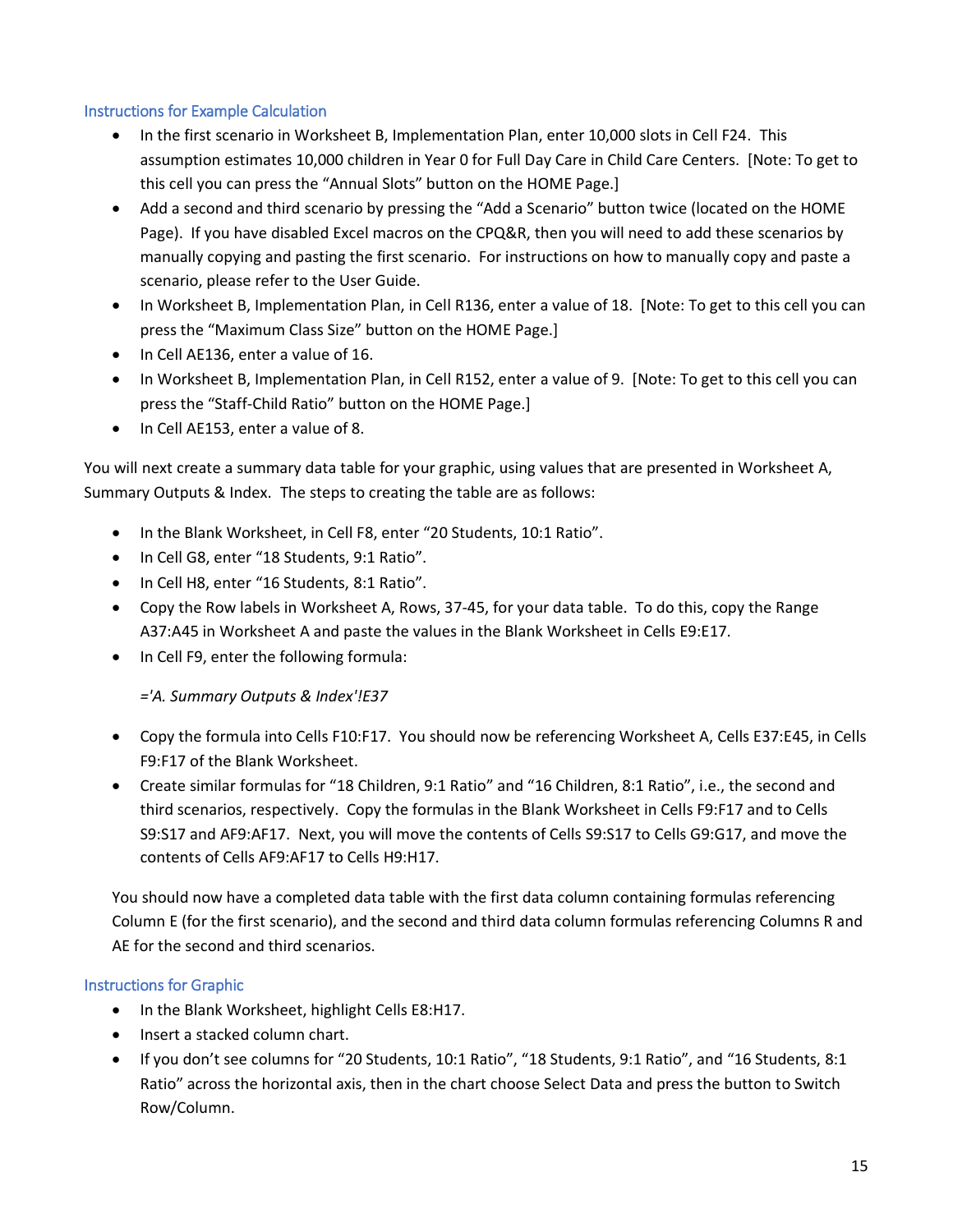### Instructions for Example Calculation

- In the first scenario in Worksheet B, Implementation Plan, enter 10,000 slots in Cell F24. This assumption estimates 10,000 children in Year 0 for Full Day Care in Child Care Centers. [Note: To get to this cell you can press the "Annual Slots" button on the HOME Page.]
- Add a second and third scenario by pressing the "Add a Scenario" button twice (located on the HOME Page). If you have disabled Excel macros on the CPQ&R, then you will need to add these scenarios by manually copying and pasting the first scenario. For instructions on how to manually copy and paste a scenario, please refer to the User Guide.
- In Worksheet B, Implementation Plan, in Cell R136, enter a value of 18. [Note: To get to this cell you can press the "Maximum Class Size" button on the HOME Page.]
- In Cell AE136, enter a value of 16.
- In Worksheet B, Implementation Plan, in Cell R152, enter a value of 9. [Note: To get to this cell you can press the "Staff-Child Ratio" button on the HOME Page.]
- In Cell AE153, enter a value of 8.

You will next create a summary data table for your graphic, using values that are presented in Worksheet A, Summary Outputs & Index. The steps to creating the table are as follows:

- In the Blank Worksheet, in Cell F8, enter "20 Students, 10:1 Ratio".
- In Cell G8, enter "18 Students, 9:1 Ratio".
- In Cell H8, enter "16 Students, 8:1 Ratio".
- Copy the Row labels in Worksheet A, Rows, 37-45, for your data table. To do this, copy the Range A37:A45 in Worksheet A and paste the values in the Blank Worksheet in Cells E9:E17.
- In Cell F9, enter the following formula:

  *='A. Summary Outputs & Index'!E37*

- Copy the formula into Cells F10:F17. You should now be referencing Worksheet A, Cells E37:E45, in Cells F9:F17 of the Blank Worksheet.
- Create similar formulas for "18 Children, 9:1 Ratio" and "16 Children, 8:1 Ratio", i.e., the second and third scenarios, respectively. Copy the formulas in the Blank Worksheet in Cells F9:F17 and to Cells S9:S17 and AF9:AF17. Next, you will move the contents of Cells S9:S17 to Cells G9:G17, and move the contents of Cells AF9:AF17 to Cells H9:H17.

  You should now have a completed data table with the first data column containing formulas referencing Column E (for the first scenario), and the second and third data column formulas referencing Columns R and AE for the second and third scenarios.

### Instructions for Graphic

- In the Blank Worksheet, highlight Cells E8:H17.
- Insert a stacked column chart.
- If you don't see columns for "20 Students, 10:1 Ratio", "18 Students, 9:1 Ratio", and "16 Students, 8:1 Ratio" across the horizontal axis, then in the chart choose Select Data and press the button to Switch Row/Column.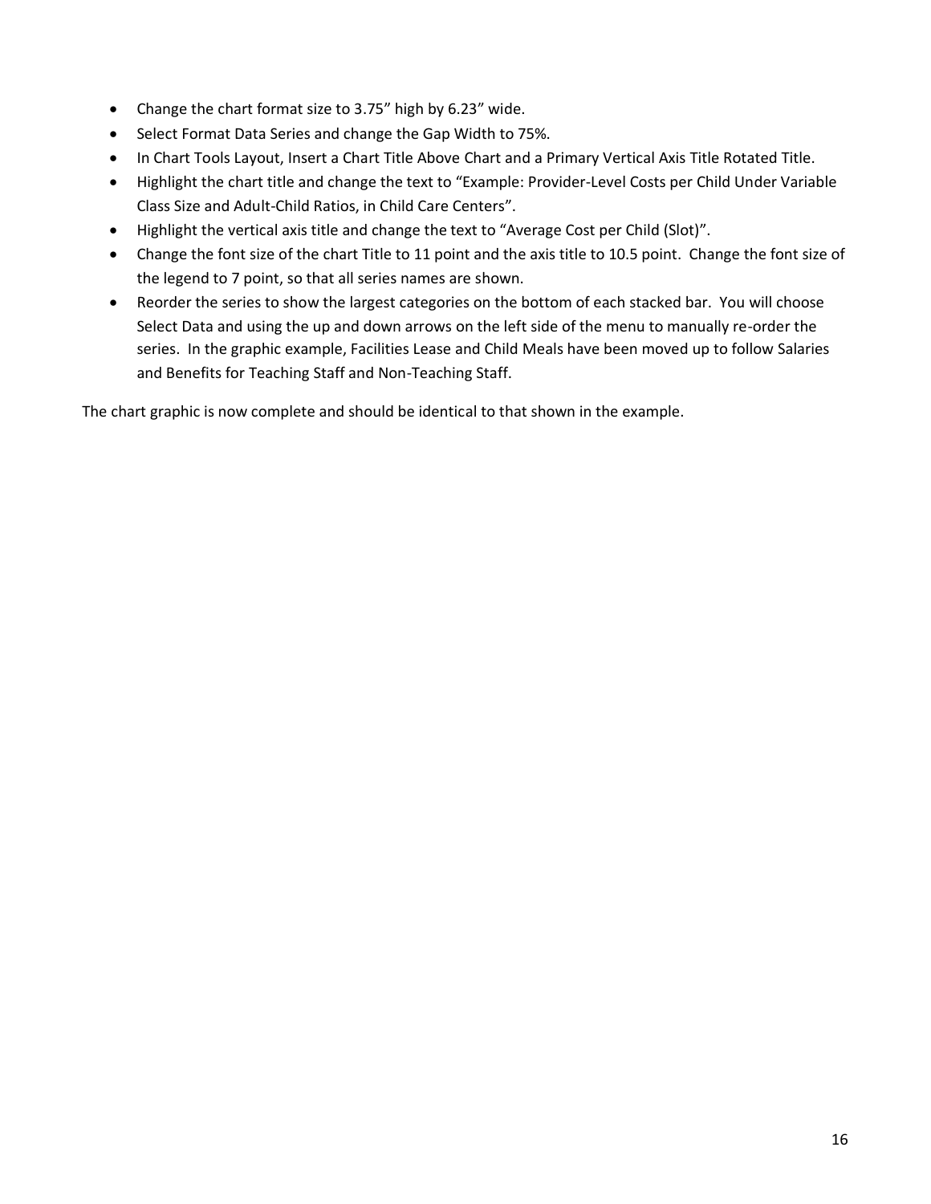- Change the chart format size to 3.75" high by 6.23" wide.
- Select Format Data Series and change the Gap Width to 75%.
- In Chart Tools Layout, Insert a Chart Title Above Chart and a Primary Vertical Axis Title Rotated Title.
- Highlight the chart title and change the text to "Example: Provider-Level Costs per Child Under Variable Class Size and Adult-Child Ratios, in Child Care Centers".
- Highlight the vertical axis title and change the text to "Average Cost per Child (Slot)".
- Change the font size of the chart Title to 11 point and the axis title to 10.5 point. Change the font size of the legend to 7 point, so that all series names are shown.
- Reorder the series to show the largest categories on the bottom of each stacked bar. You will choose Select Data and using the up and down arrows on the left side of the menu to manually re-order the series. In the graphic example, Facilities Lease and Child Meals have been moved up to follow Salaries and Benefits for Teaching Staff and Non-Teaching Staff.

The chart graphic is now complete and should be identical to that shown in the example.